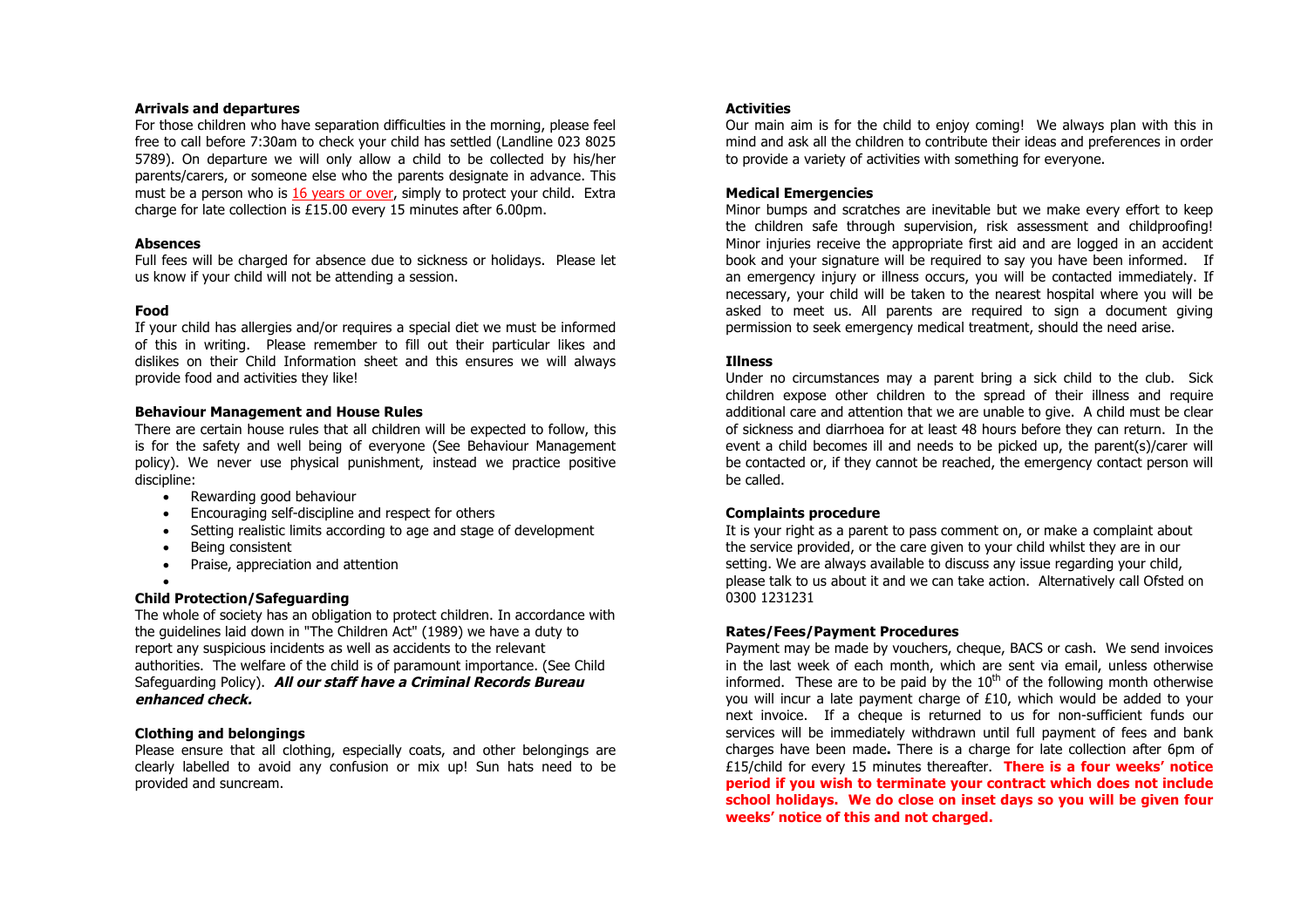**Arrivals and departures**

For those children who have separation difficulties in the morning, please feel free to call before 7:30am to check your child has settled (Landline 023 8025 5789). On departure we will only allow a child to be collected by his/her parents/carers, or someone else who the parents designate in advance. This must be a person who is 16 years or over, simply to protect your child. Extra charge for late collection is £15.00 every 15 minutes after 6.00pm.

**Absences**

Full fees will be charged for absence due to sickness or holidays. Please let us know if your child will not be attending a session.

**Food**

If your child has allergies and/or requires a special diet we must be informed of this in writing. Please remember to fill out their particular likes and dislikes on their Child Information sheet and this ensures we will always provide food and activities they like!

**Behaviour Management and House Rules**

There are certain house rules that all children will be expected to follow, this is for the safety and well being of everyone (See Behaviour Management policy). We never use physical punishment, instead we practice positive discipline:

- Rewarding good behaviour
- Encouraging self-discipline and respect for others
- Setting realistic limits according to age and stage of development
- Being consistent
- Praise, appreciation and attention

**Child Protection/Safeguarding**

The whole of society has an obligation to protect children. In accordance with the guidelines laid down in "The Children Act" (1989) we have a duty to report any suspicious incidents as well as accidents to the relevant authorities. The welfare of the child is of paramount importance. (See Child Safeguarding Policy). ***All our staff have a Criminal Records Bureau enhanced check.***

**Clothing and belongings**

Please ensure that all clothing, especially coats, and other belongings are clearly labelled to avoid any confusion or mix up! Sun hats need to be provided and suncream.

**Activities**

Our main aim is for the child to enjoy coming! We always plan with this in mind and ask all the children to contribute their ideas and preferences in order to provide a variety of activities with something for everyone.

**Medical Emergencies**

Minor bumps and scratches are inevitable but we make every effort to keep the children safe through supervision, risk assessment and childproofing! Minor injuries receive the appropriate first aid and are logged in an accident book and your signature will be required to say you have been informed. If an emergency injury or illness occurs, you will be contacted immediately. If necessary, your child will be taken to the nearest hospital where you will be asked to meet us. All parents are required to sign a document giving permission to seek emergency medical treatment, should the need arise.

**Illness**

Under no circumstances may a parent bring a sick child to the club. Sick children expose other children to the spread of their illness and require additional care and attention that we are unable to give. A child must be clear of sickness and diarrhoea for at least 48 hours before they can return. In the event a child becomes ill and needs to be picked up, the parent(s)/carer will be contacted or, if they cannot be reached, the emergency contact person will be called.

**Complaints procedure**

It is your right as a parent to pass comment on, or make a complaint about the service provided, or the care given to your child whilst they are in our setting. We are always available to discuss any issue regarding your child, please talk to us about it and we can take action. Alternatively call Ofsted on 0300 1231231

**Rates/Fees/Payment Procedures**

Payment may be made by vouchers, cheque, BACS or cash. We send invoices in the last week of each month, which are sent via email, unless otherwise informed. These are to be paid by the 10th of the following month otherwise you will incur a late payment charge of £10, which would be added to your next invoice. If a cheque is returned to us for non-sufficient funds our services will be immediately withdrawn until full payment of fees and bank charges have been made**.** There is a charge for late collection after 6pm of £15/child for every 15 minutes thereafter. **There is a four weeks' notice period if you wish to terminate your contract which does not include school holidays. We do close on inset days so you will be given four weeks' notice of this and not charged.**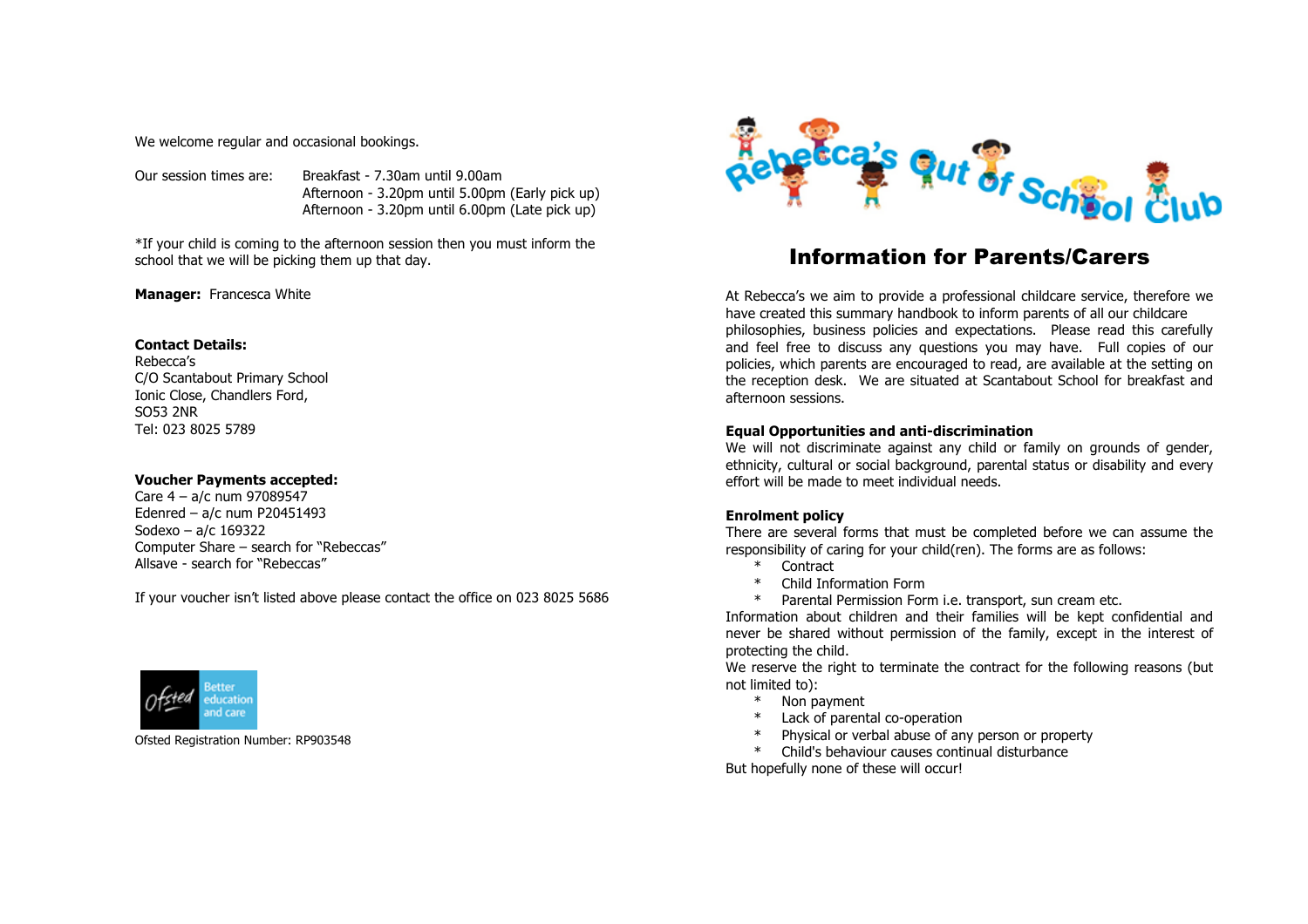We welcome regular and occasional bookings.

Our session times are: Breakfast - 7.30am until 9.00am
Afternoon - 3.20pm until 5.00pm (Early pick up)
Afternoon - 3.20pm until 6.00pm (Late pick up)

*If your child is coming to the afternoon session then you must inform the school that we will be picking them up that day.

**Manager:** Francesca White

**Contact Details:**
Rebecca's
C/O Scantabout Primary School
Ionic Close, Chandlers Ford,
SO53 2NR
Tel: 023 8025 5789

**Voucher Payments accepted:**
Care 4 – a/c num 97089547
Edenred – a/c num P20451493
Sodexo – a/c 169322
Computer Share – search for "Rebeccas"
Allsave - search for "Rebeccas"

If your voucher isn't listed above please contact the office on 023 8025 5686

Ofsted Better education and care

Ofsted Registration Number: RP903548

Rebecca's Out of School Club

# Information for Parents/Carers

At Rebecca's we aim to provide a professional childcare service, therefore we have created this summary handbook to inform parents of all our childcare philosophies, business policies and expectations. Please read this carefully and feel free to discuss any questions you may have. Full copies of our policies, which parents are encouraged to read, are available at the setting on the reception desk. We are situated at Scantabout School for breakfast and afternoon sessions.

**Equal Opportunities and anti-discrimination**
We will not discriminate against any child or family on grounds of gender, ethnicity, cultural or social background, parental status or disability and every effort will be made to meet individual needs.

**Enrolment policy**
There are several forms that must be completed before we can assume the responsibility of caring for your child(ren). The forms are as follows:

* Contract
* Child Information Form
* Parental Permission Form i.e. transport, sun cream etc.

Information about children and their families will be kept confidential and never be shared without permission of the family, except in the interest of protecting the child.
We reserve the right to terminate the contract for the following reasons (but not limited to):

* Non payment
* Lack of parental co-operation
* Physical or verbal abuse of any person or property
* Child's behaviour causes continual disturbance

But hopefully none of these will occur!